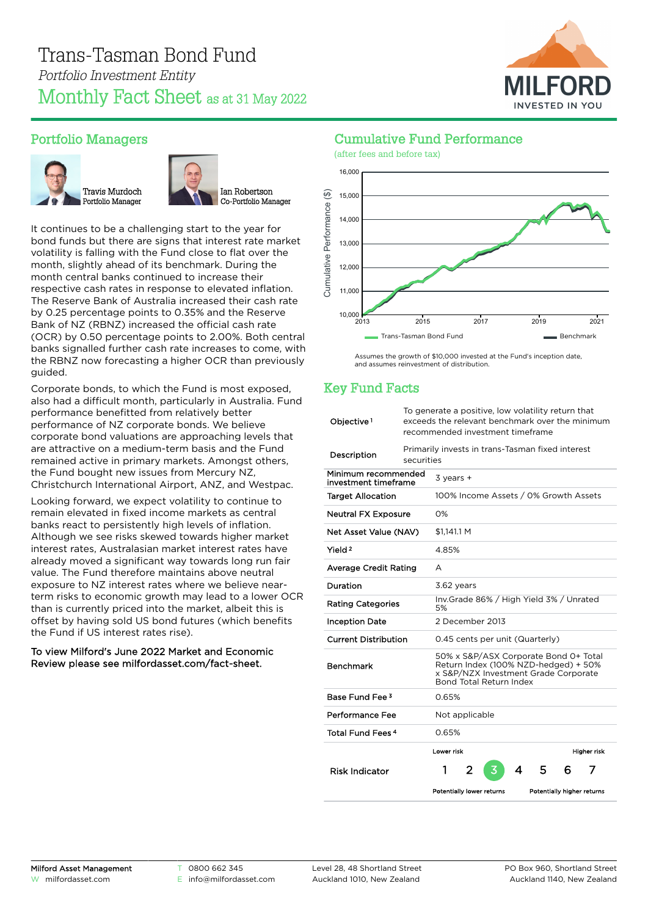# Trans-Tasman Bond Fund

*Portfolio Investment Entity*

## Monthly Fact Sheet as at 31 May 2022

MILFORD
INVESTED IN YOU

## Portfolio Managers

Travis Murdoch
Portfolio Manager

Ian Robertson
Co-Portfolio Manager

It continues to be a challenging start to the year for bond funds but there are signs that interest rate market volatility is falling with the Fund close to flat over the month, slightly ahead of its benchmark. During the month central banks continued to increase their respective cash rates in response to elevated inflation. The Reserve Bank of Australia increased their cash rate by 0.25 percentage points to 0.35% and the Reserve Bank of NZ (RBNZ) increased the official cash rate (OCR) by 0.50 percentage points to 2.00%. Both central banks signalled further cash rate increases to come, with the RBNZ now forecasting a higher OCR than previously guided.

Corporate bonds, to which the Fund is most exposed, also had a difficult month, particularly in Australia. Fund performance benefitted from relatively better performance of NZ corporate bonds. We believe corporate bond valuations are approaching levels that are attractive on a medium-term basis and the Fund remained active in primary markets. Amongst others, the Fund bought new issues from Mercury NZ, Christchurch International Airport, ANZ, and Westpac.

Looking forward, we expect volatility to continue to remain elevated in fixed income markets as central banks react to persistently high levels of inflation. Although we see risks skewed towards higher market interest rates, Australasian market interest rates have already moved a significant way towards long run fair value. The Fund therefore maintains above neutral exposure to NZ interest rates where we believe near-term risks to economic growth may lead to a lower OCR than is currently priced into the market, albeit this is offset by having sold US bond futures (which benefits the Fund if US interest rates rise).

**To view Milford's June 2022 Market and Economic Review please see milfordasset.com/fact-sheet.**

## Cumulative Fund Performance

(after fees and before tax)

Cumulative Performance ($) — Trans-Tasman Bond Fund vs Benchmark, 2013–2021 (axis 10,000 to 16,000)

Assumes the growth of $10,000 invested at the Fund's inception date, and assumes reinvestment of distribution.

## Key Fund Facts

| | |
|---|---|
| Objective [1] | To generate a positive, low volatility return that exceeds the relevant benchmark over the minimum recommended investment timeframe |
| Description | Primarily invests in trans-Tasman fixed interest securities |
| Minimum recommended investment timeframe | 3 years + |
| Target Allocation | 100% Income Assets / 0% Growth Assets |
| Neutral FX Exposure | 0% |
| Net Asset Value (NAV) | $1,141.1 M |
| Yield [2] | 4.85% |
| Average Credit Rating | A |
| Duration | 3.62 years |
| Rating Categories | Inv.Grade 86% / High Yield 3% / Unrated 5% |
| Inception Date | 2 December 2013 |
| Current Distribution | 0.45 cents per unit (Quarterly) |
| Benchmark | 50% x S&P/ASX Corporate Bond 0+ Total Return Index (100% NZD-hedged) + 50% x S&P/NZX Investment Grade Corporate Bond Total Return Index |
| Base Fund Fee [3] | 0.65% |
| Performance Fee | Not applicable |
| Total Fund Fees [4] | 0.65% |
| Risk Indicator | 3 (scale 1–7; Lower risk / Potentially lower returns to Higher risk / Potentially higher returns) |

Milford Asset Management | W milfordasset.com | T 0800 662 345 | E info@milfordasset.com | Level 28, 48 Shortland Street, Auckland 1010, New Zealand | PO Box 960, Shortland Street, Auckland 1140, New Zealand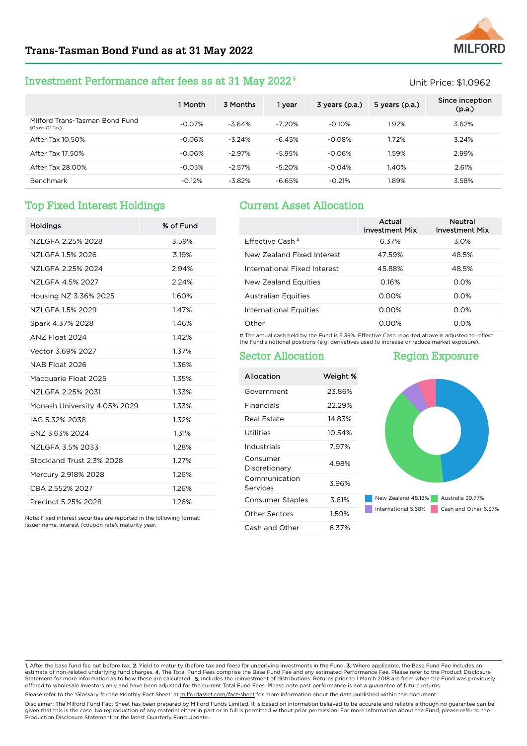# Trans-Tasman Bond Fund as at 31 May 2022

MILFORD

## Investment Performance after fees as at 31 May 2022[5]

Unit Price: $1.0962

| | 1 Month | 3 Months | 1 year | 3 years (p.a.) | 5 years (p.a.) | Since inception (p.a.) |
|---|---|---|---|---|---|---|
| Milford Trans-Tasman Bond Fund (Gross Of Tax) | -0.07% | -3.64% | -7.20% | -0.10% | 1.92% | 3.62% |
| After Tax 10.50% | -0.06% | -3.24% | -6.45% | -0.08% | 1.72% | 3.24% |
| After Tax 17.50% | -0.06% | -2.97% | -5.95% | -0.06% | 1.59% | 2.99% |
| After Tax 28.00% | -0.05% | -2.57% | -5.20% | -0.04% | 1.40% | 2.61% |
| Benchmark | -0.12% | -3.82% | -6.65% | -0.21% | 1.89% | 3.58% |

## Top Fixed Interest Holdings

| Holdings | % of Fund |
|---|---|
| NZLGFA 2.25% 2028 | 3.59% |
| NZLGFA 1.5% 2026 | 3.19% |
| NZLGFA 2.25% 2024 | 2.94% |
| NZLGFA 4.5% 2027 | 2.24% |
| Housing NZ 3.36% 2025 | 1.60% |
| NZLGFA 1.5% 2029 | 1.47% |
| Spark 4.37% 2028 | 1.46% |
| ANZ Float 2024 | 1.42% |
| Vector 3.69% 2027 | 1.37% |
| NAB Float 2026 | 1.36% |
| Macquarie Float 2025 | 1.35% |
| NZLGFA 2.25% 2031 | 1.33% |
| Monash University 4.05% 2029 | 1.33% |
| IAG 5.32% 2038 | 1.32% |
| BNZ 3.63% 2024 | 1.31% |
| NZLGFA 3.5% 2033 | 1.28% |
| Stockland Trust 2.3% 2028 | 1.27% |
| Mercury 2.918% 2028 | 1.26% |
| CBA 2.552% 2027 | 1.26% |
| Precinct 5.25% 2028 | 1.26% |

Note: Fixed interest securities are reported in the following format: Issuer name, interest (coupon rate), maturity year.

## Current Asset Allocation

| | Actual Investment Mix | Neutral Investment Mix |
|---|---|---|
| Effective Cash # | 6.37% | 3.0% |
| New Zealand Fixed Interest | 47.59% | 48.5% |
| International Fixed Interest | 45.88% | 48.5% |
| New Zealand Equities | 0.16% | 0.0% |
| Australian Equities | 0.00% | 0.0% |
| International Equities | 0.00% | 0.0% |
| Other | 0.00% | 0.0% |

# The actual cash held by the Fund is 5.39%. Effective Cash reported above is adjusted to reflect the Fund's notional positions (e.g. derivatives used to increase or reduce market exposure).

## Sector Allocation

| Allocation | Weight % |
|---|---|
| Government | 23.86% |
| Financials | 22.29% |
| Real Estate | 14.83% |
| Utilities | 10.54% |
| Industrials | 7.97% |
| Consumer Discretionary | 4.98% |
| Communication Services | 3.96% |
| Consumer Staples | 3.61% |
| Other Sectors | 1.59% |
| Cash and Other | 6.37% |

## Region Exposure

New Zealand 48.18%
Australia 39.77%
International 5.68%
Cash and Other 6.37%

1. After the base fund fee but before tax. 2. Yield to maturity (before tax and fees) for underlying investments in the Fund. 3. Where applicable, the Base Fund Fee includes an estimate of non-related underlying fund charges. 4. The Total Fund Fees comprise the Base Fund Fee and any estimated Performance Fee. Please refer to the Product Disclosure Statement for more information as to how these are calculated. 5. Includes the reinvestment of distributions. Returns prior to 1 March 2018 are from when the Fund was previously offered to wholesale investors only and have been adjusted for the current Total Fund Fees. Please note past performance is not a guarantee of future returns.

Please refer to the 'Glossary for the Monthly Fact Sheet' at milfordasset.com/fact-sheet for more information about the data published within this document.

Disclaimer: The Milford Fund Fact Sheet has been prepared by Milford Funds Limited. It is based on information believed to be accurate and reliable although no guarantee can be given that this is the case. No reproduction of any material either in part or in full is permitted without prior permission. For more information about the Fund, please refer to the Production Disclosure Statement or the latest Quarterly Fund Update.